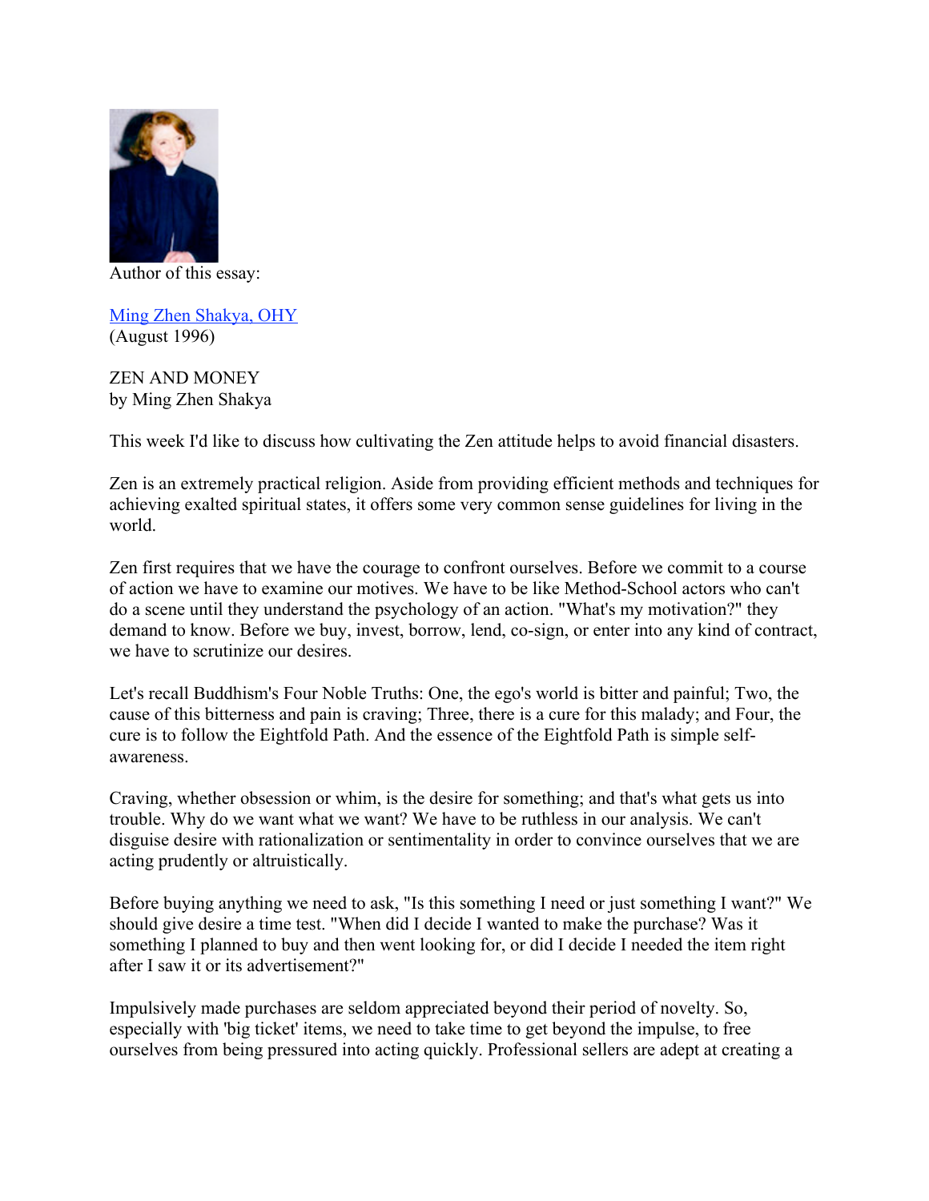Author of this essay:

[Ming Zhen Shakya, OHY]
(August 1996)

ZEN AND MONEY
by Ming Zhen Shakya

This week I'd like to discuss how cultivating the Zen attitude helps to avoid financial disasters.

Zen is an extremely practical religion. Aside from providing efficient methods and techniques for achieving exalted spiritual states, it offers some very common sense guidelines for living in the world.

Zen first requires that we have the courage to confront ourselves. Before we commit to a course of action we have to examine our motives. We have to be like Method-School actors who can't do a scene until they understand the psychology of an action. "What's my motivation?" they demand to know. Before we buy, invest, borrow, lend, co-sign, or enter into any kind of contract, we have to scrutinize our desires.

Let's recall Buddhism's Four Noble Truths: One, the ego's world is bitter and painful; Two, the cause of this bitterness and pain is craving; Three, there is a cure for this malady; and Four, the cure is to follow the Eightfold Path. And the essence of the Eightfold Path is simple self-awareness.

Craving, whether obsession or whim, is the desire for something; and that's what gets us into trouble. Why do we want what we want? We have to be ruthless in our analysis. We can't disguise desire with rationalization or sentimentality in order to convince ourselves that we are acting prudently or altruistically.

Before buying anything we need to ask, "Is this something I need or just something I want?" We should give desire a time test. "When did I decide I wanted to make the purchase? Was it something I planned to buy and then went looking for, or did I decide I needed the item right after I saw it or its advertisement?"

Impulsively made purchases are seldom appreciated beyond their period of novelty. So, especially with 'big ticket' items, we need to take time to get beyond the impulse, to free ourselves from being pressured into acting quickly. Professional sellers are adept at creating a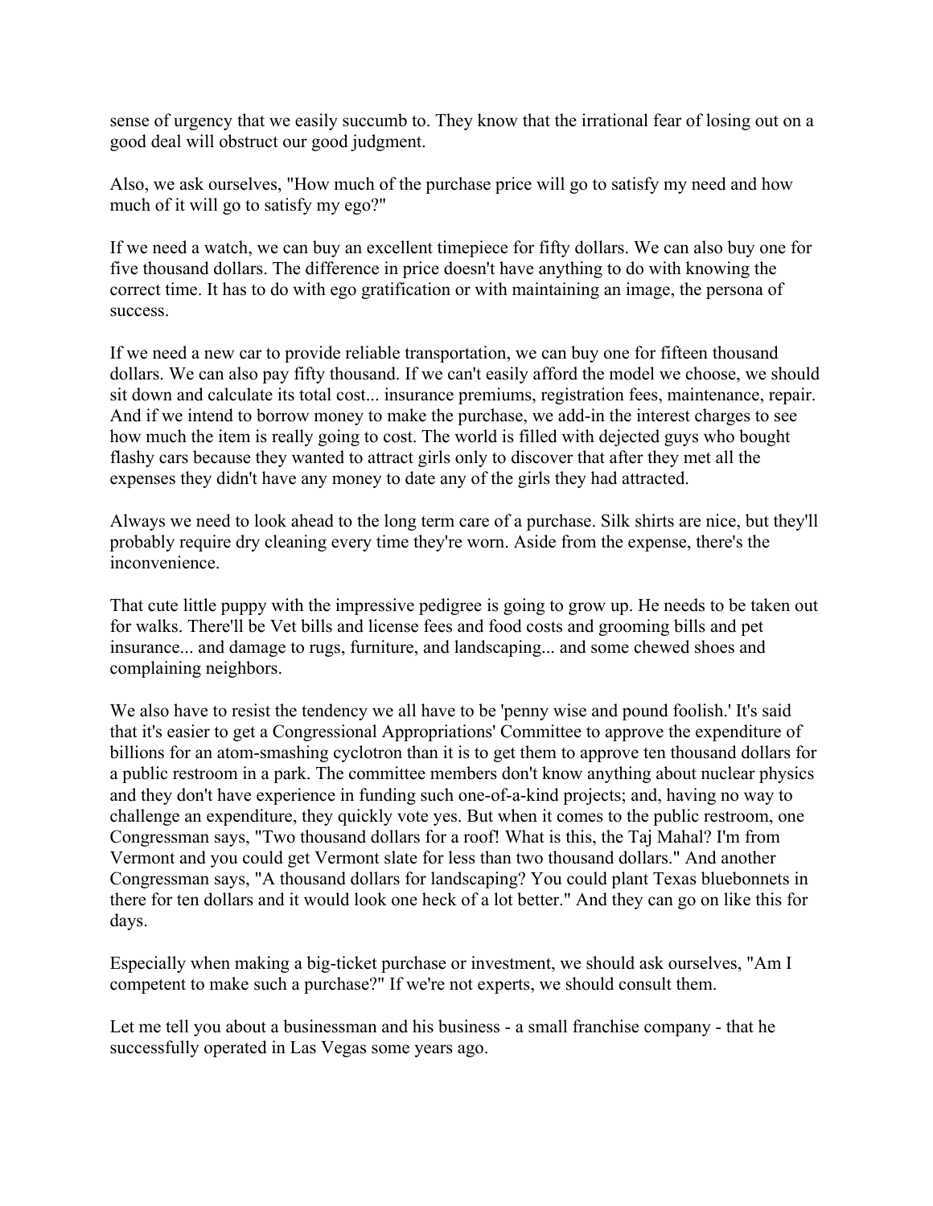sense of urgency that we easily succumb to. They know that the irrational fear of losing out on a good deal will obstruct our good judgment.

Also, we ask ourselves, "How much of the purchase price will go to satisfy my need and how much of it will go to satisfy my ego?"

If we need a watch, we can buy an excellent timepiece for fifty dollars. We can also buy one for five thousand dollars. The difference in price doesn't have anything to do with knowing the correct time. It has to do with ego gratification or with maintaining an image, the persona of success.

If we need a new car to provide reliable transportation, we can buy one for fifteen thousand dollars. We can also pay fifty thousand. If we can't easily afford the model we choose, we should sit down and calculate its total cost... insurance premiums, registration fees, maintenance, repair. And if we intend to borrow money to make the purchase, we add-in the interest charges to see how much the item is really going to cost. The world is filled with dejected guys who bought flashy cars because they wanted to attract girls only to discover that after they met all the expenses they didn't have any money to date any of the girls they had attracted.

Always we need to look ahead to the long term care of a purchase. Silk shirts are nice, but they'll probably require dry cleaning every time they're worn. Aside from the expense, there's the inconvenience.

That cute little puppy with the impressive pedigree is going to grow up. He needs to be taken out for walks. There'll be Vet bills and license fees and food costs and grooming bills and pet insurance... and damage to rugs, furniture, and landscaping... and some chewed shoes and complaining neighbors.

We also have to resist the tendency we all have to be 'penny wise and pound foolish.' It's said that it's easier to get a Congressional Appropriations' Committee to approve the expenditure of billions for an atom-smashing cyclotron than it is to get them to approve ten thousand dollars for a public restroom in a park. The committee members don't know anything about nuclear physics and they don't have experience in funding such one-of-a-kind projects; and, having no way to challenge an expenditure, they quickly vote yes. But when it comes to the public restroom, one Congressman says, "Two thousand dollars for a roof! What is this, the Taj Mahal? I'm from Vermont and you could get Vermont slate for less than two thousand dollars." And another Congressman says, "A thousand dollars for landscaping? You could plant Texas bluebonnets in there for ten dollars and it would look one heck of a lot better." And they can go on like this for days.

Especially when making a big-ticket purchase or investment, we should ask ourselves, "Am I competent to make such a purchase?" If we're not experts, we should consult them.

Let me tell you about a businessman and his business - a small franchise company - that he successfully operated in Las Vegas some years ago.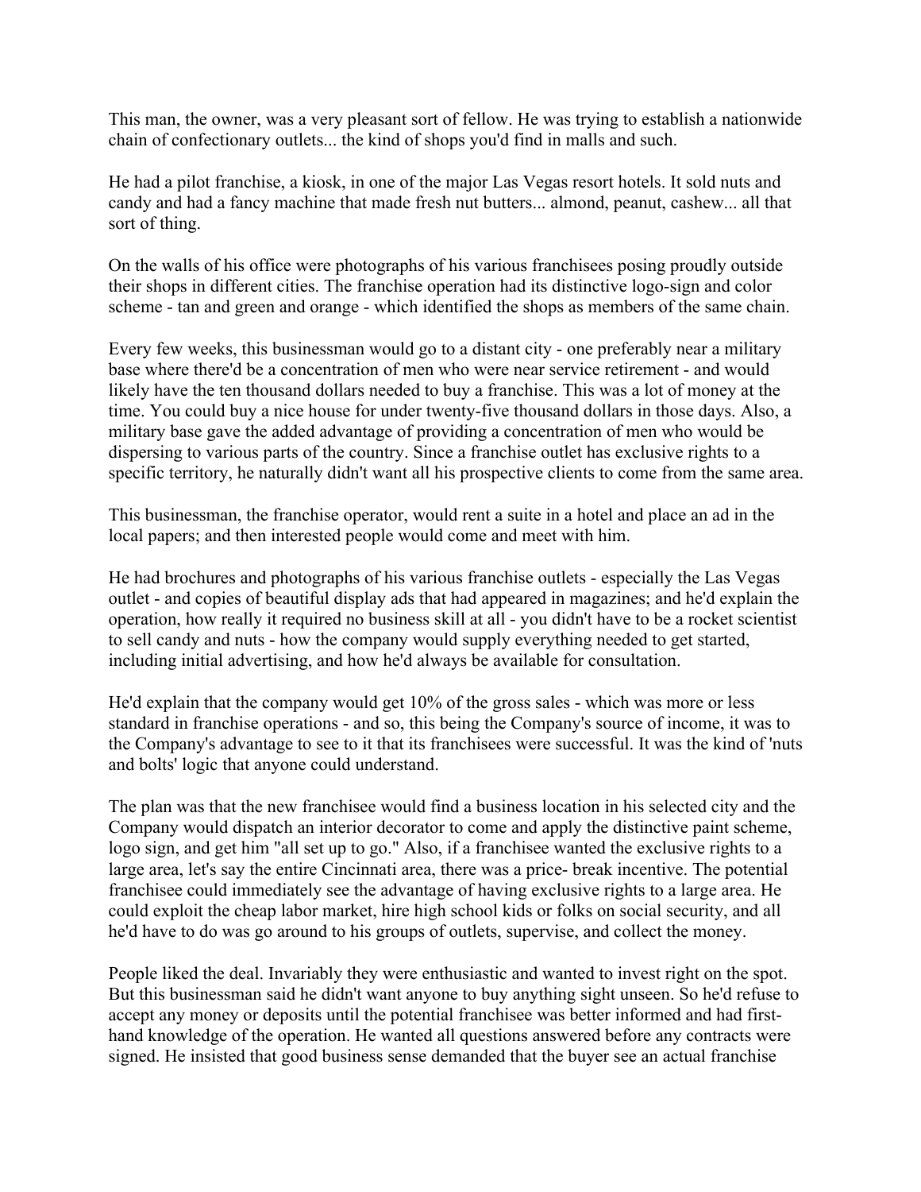This man, the owner, was a very pleasant sort of fellow. He was trying to establish a nationwide chain of confectionary outlets... the kind of shops you'd find in malls and such.

He had a pilot franchise, a kiosk, in one of the major Las Vegas resort hotels. It sold nuts and candy and had a fancy machine that made fresh nut butters... almond, peanut, cashew... all that sort of thing.

On the walls of his office were photographs of his various franchisees posing proudly outside their shops in different cities. The franchise operation had its distinctive logo-sign and color scheme - tan and green and orange - which identified the shops as members of the same chain.

Every few weeks, this businessman would go to a distant city - one preferably near a military base where there'd be a concentration of men who were near service retirement - and would likely have the ten thousand dollars needed to buy a franchise. This was a lot of money at the time. You could buy a nice house for under twenty-five thousand dollars in those days. Also, a military base gave the added advantage of providing a concentration of men who would be dispersing to various parts of the country. Since a franchise outlet has exclusive rights to a specific territory, he naturally didn't want all his prospective clients to come from the same area.

This businessman, the franchise operator, would rent a suite in a hotel and place an ad in the local papers; and then interested people would come and meet with him.

He had brochures and photographs of his various franchise outlets - especially the Las Vegas outlet - and copies of beautiful display ads that had appeared in magazines; and he'd explain the operation, how really it required no business skill at all - you didn't have to be a rocket scientist to sell candy and nuts - how the company would supply everything needed to get started, including initial advertising, and how he'd always be available for consultation.

He'd explain that the company would get 10% of the gross sales - which was more or less standard in franchise operations - and so, this being the Company's source of income, it was to the Company's advantage to see to it that its franchisees were successful. It was the kind of 'nuts and bolts' logic that anyone could understand.

The plan was that the new franchisee would find a business location in his selected city and the Company would dispatch an interior decorator to come and apply the distinctive paint scheme, logo sign, and get him "all set up to go." Also, if a franchisee wanted the exclusive rights to a large area, let's say the entire Cincinnati area, there was a price- break incentive. The potential franchisee could immediately see the advantage of having exclusive rights to a large area. He could exploit the cheap labor market, hire high school kids or folks on social security, and all he'd have to do was go around to his groups of outlets, supervise, and collect the money.

People liked the deal. Invariably they were enthusiastic and wanted to invest right on the spot. But this businessman said he didn't want anyone to buy anything sight unseen. So he'd refuse to accept any money or deposits until the potential franchisee was better informed and had first-hand knowledge of the operation. He wanted all questions answered before any contracts were signed. He insisted that good business sense demanded that the buyer see an actual franchise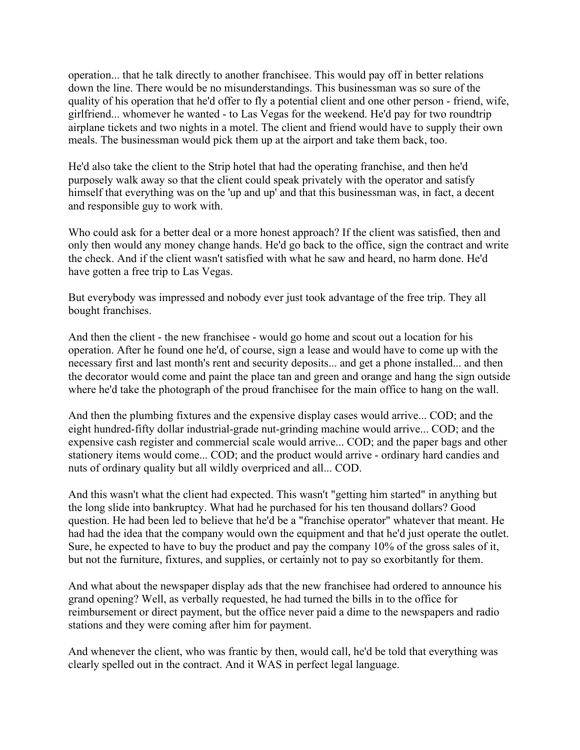operation... that he talk directly to another franchisee. This would pay off in better relations down the line. There would be no misunderstandings. This businessman was so sure of the quality of his operation that he'd offer to fly a potential client and one other person - friend, wife, girlfriend... whomever he wanted - to Las Vegas for the weekend. He'd pay for two roundtrip airplane tickets and two nights in a motel. The client and friend would have to supply their own meals. The businessman would pick them up at the airport and take them back, too.

He'd also take the client to the Strip hotel that had the operating franchise, and then he'd purposely walk away so that the client could speak privately with the operator and satisfy himself that everything was on the 'up and up' and that this businessman was, in fact, a decent and responsible guy to work with.

Who could ask for a better deal or a more honest approach? If the client was satisfied, then and only then would any money change hands. He'd go back to the office, sign the contract and write the check. And if the client wasn't satisfied with what he saw and heard, no harm done. He'd have gotten a free trip to Las Vegas.

But everybody was impressed and nobody ever just took advantage of the free trip. They all bought franchises.

And then the client - the new franchisee - would go home and scout out a location for his operation. After he found one he'd, of course, sign a lease and would have to come up with the necessary first and last month's rent and security deposits... and get a phone installed... and then the decorator would come and paint the place tan and green and orange and hang the sign outside where he'd take the photograph of the proud franchisee for the main office to hang on the wall.

And then the plumbing fixtures and the expensive display cases would arrive... COD; and the eight hundred-fifty dollar industrial-grade nut-grinding machine would arrive... COD; and the expensive cash register and commercial scale would arrive... COD; and the paper bags and other stationery items would come... COD; and the product would arrive - ordinary hard candies and nuts of ordinary quality but all wildly overpriced and all... COD.

And this wasn't what the client had expected. This wasn't "getting him started" in anything but the long slide into bankruptcy. What had he purchased for his ten thousand dollars? Good question. He had been led to believe that he'd be a "franchise operator" whatever that meant. He had had the idea that the company would own the equipment and that he'd just operate the outlet. Sure, he expected to have to buy the product and pay the company 10% of the gross sales of it, but not the furniture, fixtures, and supplies, or certainly not to pay so exorbitantly for them.

And what about the newspaper display ads that the new franchisee had ordered to announce his grand opening? Well, as verbally requested, he had turned the bills in to the office for reimbursement or direct payment, but the office never paid a dime to the newspapers and radio stations and they were coming after him for payment.

And whenever the client, who was frantic by then, would call, he'd be told that everything was clearly spelled out in the contract. And it WAS in perfect legal language.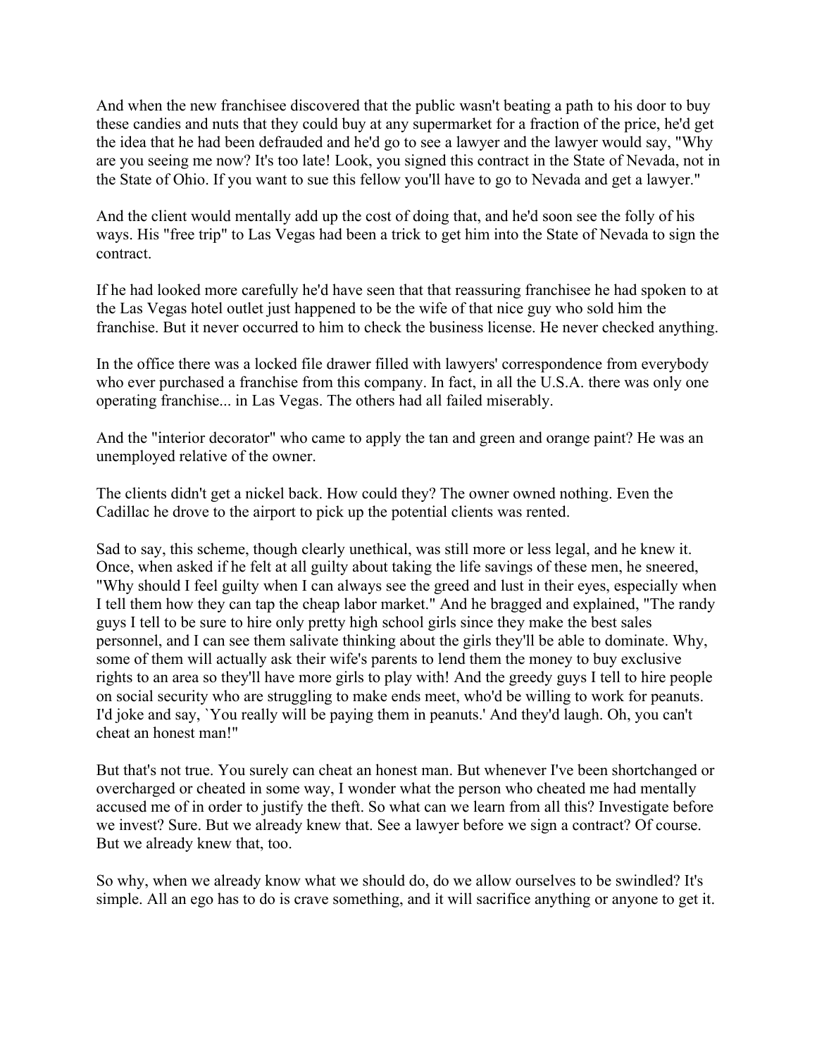And when the new franchisee discovered that the public wasn't beating a path to his door to buy these candies and nuts that they could buy at any supermarket for a fraction of the price, he'd get the idea that he had been defrauded and he'd go to see a lawyer and the lawyer would say, "Why are you seeing me now? It's too late! Look, you signed this contract in the State of Nevada, not in the State of Ohio. If you want to sue this fellow you'll have to go to Nevada and get a lawyer."

And the client would mentally add up the cost of doing that, and he'd soon see the folly of his ways. His "free trip" to Las Vegas had been a trick to get him into the State of Nevada to sign the contract.

If he had looked more carefully he'd have seen that that reassuring franchisee he had spoken to at the Las Vegas hotel outlet just happened to be the wife of that nice guy who sold him the franchise. But it never occurred to him to check the business license. He never checked anything.

In the office there was a locked file drawer filled with lawyers' correspondence from everybody who ever purchased a franchise from this company. In fact, in all the U.S.A. there was only one operating franchise... in Las Vegas. The others had all failed miserably.

And the "interior decorator" who came to apply the tan and green and orange paint? He was an unemployed relative of the owner.

The clients didn't get a nickel back. How could they? The owner owned nothing. Even the Cadillac he drove to the airport to pick up the potential clients was rented.

Sad to say, this scheme, though clearly unethical, was still more or less legal, and he knew it. Once, when asked if he felt at all guilty about taking the life savings of these men, he sneered, "Why should I feel guilty when I can always see the greed and lust in their eyes, especially when I tell them how they can tap the cheap labor market." And he bragged and explained, "The randy guys I tell to be sure to hire only pretty high school girls since they make the best sales personnel, and I can see them salivate thinking about the girls they'll be able to dominate. Why, some of them will actually ask their wife's parents to lend them the money to buy exclusive rights to an area so they'll have more girls to play with! And the greedy guys I tell to hire people on social security who are struggling to make ends meet, who'd be willing to work for peanuts. I'd joke and say, `You really will be paying them in peanuts.' And they'd laugh. Oh, you can't cheat an honest man!"

But that's not true. You surely can cheat an honest man. But whenever I've been shortchanged or overcharged or cheated in some way, I wonder what the person who cheated me had mentally accused me of in order to justify the theft. So what can we learn from all this? Investigate before we invest? Sure. But we already knew that. See a lawyer before we sign a contract? Of course. But we already knew that, too.

So why, when we already know what we should do, do we allow ourselves to be swindled? It's simple. All an ego has to do is crave something, and it will sacrifice anything or anyone to get it.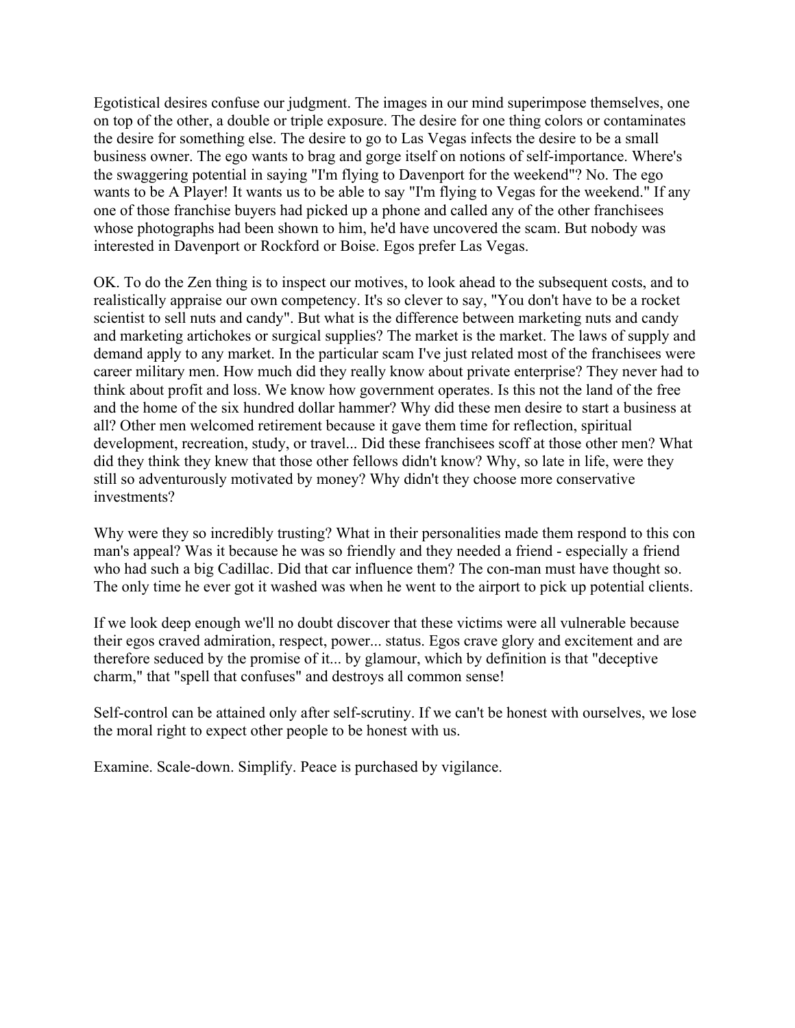Egotistical desires confuse our judgment. The images in our mind superimpose themselves, one on top of the other, a double or triple exposure. The desire for one thing colors or contaminates the desire for something else. The desire to go to Las Vegas infects the desire to be a small business owner. The ego wants to brag and gorge itself on notions of self-importance. Where's the swaggering potential in saying "I'm flying to Davenport for the weekend"? No. The ego wants to be A Player! It wants us to be able to say "I'm flying to Vegas for the weekend." If any one of those franchise buyers had picked up a phone and called any of the other franchisees whose photographs had been shown to him, he'd have uncovered the scam. But nobody was interested in Davenport or Rockford or Boise. Egos prefer Las Vegas.

OK. To do the Zen thing is to inspect our motives, to look ahead to the subsequent costs, and to realistically appraise our own competency. It's so clever to say, "You don't have to be a rocket scientist to sell nuts and candy". But what is the difference between marketing nuts and candy and marketing artichokes or surgical supplies? The market is the market. The laws of supply and demand apply to any market. In the particular scam I've just related most of the franchisees were career military men. How much did they really know about private enterprise? They never had to think about profit and loss. We know how government operates. Is this not the land of the free and the home of the six hundred dollar hammer? Why did these men desire to start a business at all? Other men welcomed retirement because it gave them time for reflection, spiritual development, recreation, study, or travel... Did these franchisees scoff at those other men? What did they think they knew that those other fellows didn't know? Why, so late in life, were they still so adventurously motivated by money? Why didn't they choose more conservative investments?

Why were they so incredibly trusting? What in their personalities made them respond to this con man's appeal? Was it because he was so friendly and they needed a friend - especially a friend who had such a big Cadillac. Did that car influence them? The con-man must have thought so. The only time he ever got it washed was when he went to the airport to pick up potential clients.

If we look deep enough we'll no doubt discover that these victims were all vulnerable because their egos craved admiration, respect, power... status. Egos crave glory and excitement and are therefore seduced by the promise of it... by glamour, which by definition is that "deceptive charm," that "spell that confuses" and destroys all common sense!

Self-control can be attained only after self-scrutiny. If we can't be honest with ourselves, we lose the moral right to expect other people to be honest with us.

Examine. Scale-down. Simplify. Peace is purchased by vigilance.